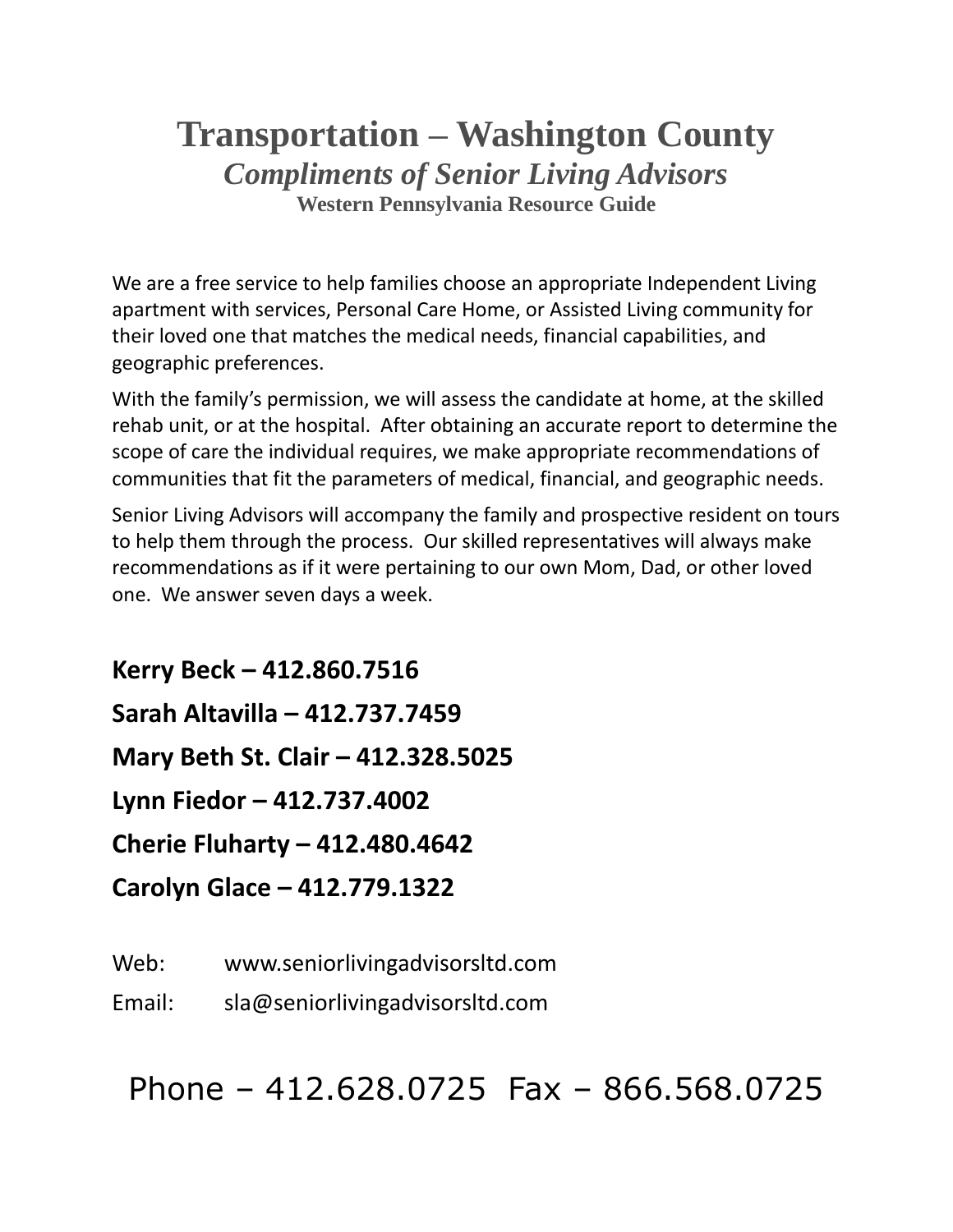# Transportation – Washington County

## *Compliments of Senior Living Advisors*

### Western Pennsylvania Resource Guide

We are a free service to help families choose an appropriate Independent Living apartment with services, Personal Care Home, or Assisted Living community for their loved one that matches the medical needs, financial capabilities, and geographic preferences.

With the family's permission, we will assess the candidate at home, at the skilled rehab unit, or at the hospital. After obtaining an accurate report to determine the scope of care the individual requires, we make appropriate recommendations of communities that fit the parameters of medical, financial, and geographic needs.

Senior Living Advisors will accompany the family and prospective resident on tours to help them through the process. Our skilled representatives will always make recommendations as if it were pertaining to our own Mom, Dad, or other loved one. We answer seven days a week.

**Kerry Beck – 412.860.7516**

**Sarah Altavilla – 412.737.7459**

**Mary Beth St. Clair – 412.328.5025**

**Lynn Fiedor – 412.737.4002**

**Cherie Fluharty – 412.480.4642**

**Carolyn Glace – 412.779.1322**

Web: www.seniorlivingadvisorsltd.com

Email: sla@seniorlivingadvisorsltd.com

Phone – 412.628.0725 Fax – 866.568.0725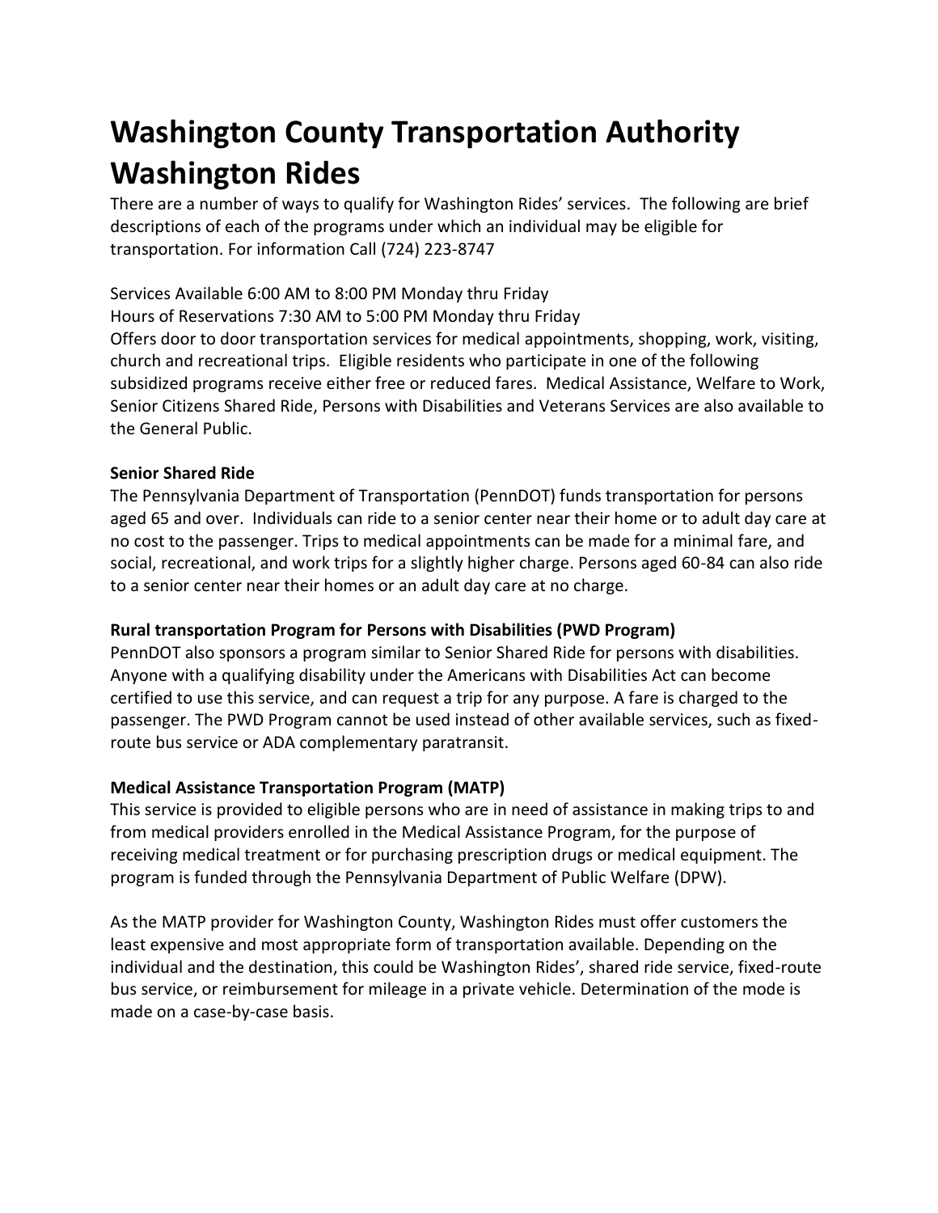# Washington County Transportation Authority Washington Rides

There are a number of ways to qualify for Washington Rides' services. The following are brief descriptions of each of the programs under which an individual may be eligible for transportation. For information Call (724) 223-8747

Services Available 6:00 AM to 8:00 PM Monday thru Friday
Hours of Reservations 7:30 AM to 5:00 PM Monday thru Friday
Offers door to door transportation services for medical appointments, shopping, work, visiting, church and recreational trips. Eligible residents who participate in one of the following subsidized programs receive either free or reduced fares. Medical Assistance, Welfare to Work, Senior Citizens Shared Ride, Persons with Disabilities and Veterans Services are also available to the General Public.

**Senior Shared Ride**

The Pennsylvania Department of Transportation (PennDOT) funds transportation for persons aged 65 and over. Individuals can ride to a senior center near their home or to adult day care at no cost to the passenger. Trips to medical appointments can be made for a minimal fare, and social, recreational, and work trips for a slightly higher charge. Persons aged 60-84 can also ride to a senior center near their homes or an adult day care at no charge.

**Rural transportation Program for Persons with Disabilities (PWD Program)**

PennDOT also sponsors a program similar to Senior Shared Ride for persons with disabilities. Anyone with a qualifying disability under the Americans with Disabilities Act can become certified to use this service, and can request a trip for any purpose. A fare is charged to the passenger. The PWD Program cannot be used instead of other available services, such as fixed-route bus service or ADA complementary paratransit.

**Medical Assistance Transportation Program (MATP)**

This service is provided to eligible persons who are in need of assistance in making trips to and from medical providers enrolled in the Medical Assistance Program, for the purpose of receiving medical treatment or for purchasing prescription drugs or medical equipment. The program is funded through the Pennsylvania Department of Public Welfare (DPW).

As the MATP provider for Washington County, Washington Rides must offer customers the least expensive and most appropriate form of transportation available. Depending on the individual and the destination, this could be Washington Rides', shared ride service, fixed-route bus service, or reimbursement for mileage in a private vehicle. Determination of the mode is made on a case-by-case basis.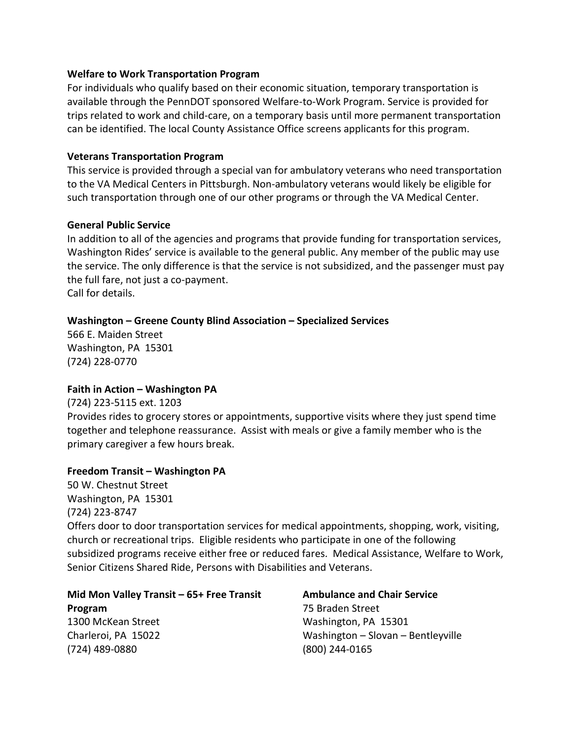**Welfare to Work Transportation Program**

For individuals who qualify based on their economic situation, temporary transportation is available through the PennDOT sponsored Welfare-to-Work Program. Service is provided for trips related to work and child-care, on a temporary basis until more permanent transportation can be identified. The local County Assistance Office screens applicants for this program.

**Veterans Transportation Program**

This service is provided through a special van for ambulatory veterans who need transportation to the VA Medical Centers in Pittsburgh. Non-ambulatory veterans would likely be eligible for such transportation through one of our other programs or through the VA Medical Center.

**General Public Service**

In addition to all of the agencies and programs that provide funding for transportation services, Washington Rides' service is available to the general public. Any member of the public may use the service. The only difference is that the service is not subsidized, and the passenger must pay the full fare, not just a co-payment.
Call for details.

**Washington – Greene County Blind Association – Specialized Services**

566 E. Maiden Street
Washington, PA 15301
(724) 228-0770

**Faith in Action – Washington PA**

(724) 223-5115 ext. 1203
Provides rides to grocery stores or appointments, supportive visits where they just spend time together and telephone reassurance. Assist with meals or give a family member who is the primary caregiver a few hours break.

**Freedom Transit – Washington PA**

50 W. Chestnut Street
Washington, PA 15301
(724) 223-8747
Offers door to door transportation services for medical appointments, shopping, work, visiting, church or recreational trips. Eligible residents who participate in one of the following subsidized programs receive either free or reduced fares. Medical Assistance, Welfare to Work, Senior Citizens Shared Ride, Persons with Disabilities and Veterans.

**Mid Mon Valley Transit – 65+ Free Transit Program**

1300 McKean Street
Charleroi, PA 15022
(724) 489-0880

**Ambulance and Chair Service**

75 Braden Street
Washington, PA 15301
Washington – Slovan – Bentleyville
(800) 244-0165